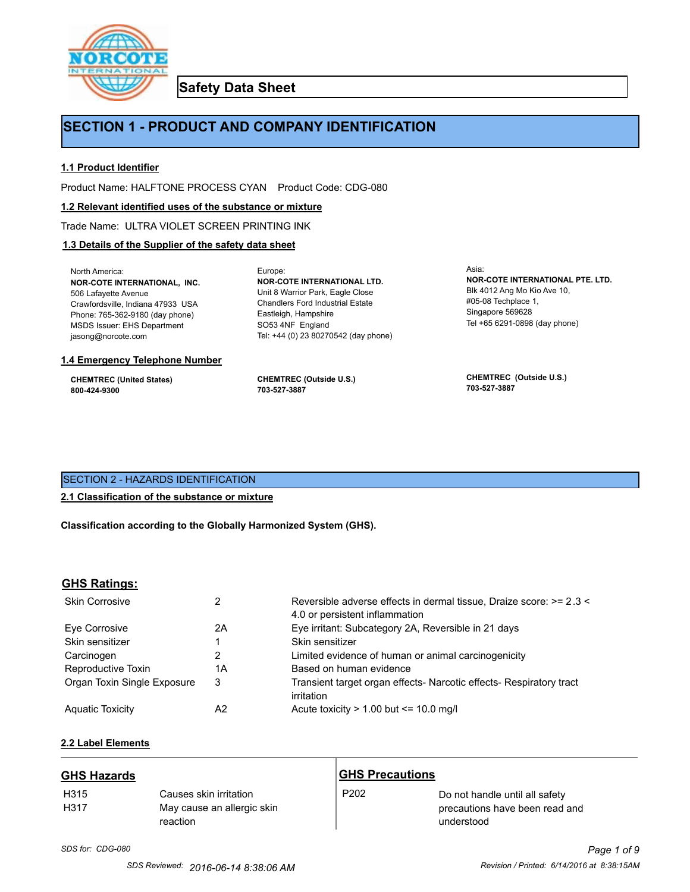# Safety Data Sheet

## SECTION 1 - PRODUCT AND COMPANY IDENTIFICATION

### 1.1 Product Identifier

Product Name: HALFTONE PROCESS CYAN    Product Code: CDG-080

### 1.2 Relevant identified uses of the substance or mixture

Trade Name: ULTRA VIOLET SCREEN PRINTING INK

### 1.3 Details of the Supplier of the safety data sheet

North America:
**NOR-COTE INTERNATIONAL, INC.**
506 Lafayette Avenue
Crawfordsville, Indiana 47933 USA
Phone: 765-362-9180 (day phone)
MSDS Issuer: EHS Department
jasong@norcote.com

Europe:
**NOR-COTE INTERNATIONAL LTD.**
Unit 8 Warrior Park, Eagle Close
Chandlers Ford Industrial Estate
Eastleigh, Hampshire
SO53 4NF England
Tel: +44 (0) 23 80270542 (day phone)

Asia:
**NOR-COTE INTERNATIONAL PTE. LTD.**
Blk 4012 Ang Mo Kio Ave 10,
#05-08 Techplace 1,
Singapore 569628
Tel +65 6291-0898 (day phone)

### 1.4 Emergency Telephone Number

**CHEMTREC (United States)**
**800-424-9300**

**CHEMTREC (Outside U.S.)**
**703-527-3887**

**CHEMTREC (Outside U.S.)**
**703-527-3887**

## SECTION 2 - HAZARDS IDENTIFICATION

### 2.1 Classification of the substance or mixture

**Classification according to the Globally Harmonized System (GHS).**

### GHS Ratings:

| | | |
|---|---|---|
| Skin Corrosive | 2 | Reversible adverse effects in dermal tissue, Draize score: >= 2.3 < 4.0 or persistent inflammation |
| Eye Corrosive | 2A | Eye irritant: Subcategory 2A, Reversible in 21 days |
| Skin sensitizer | 1 | Skin sensitizer |
| Carcinogen | 2 | Limited evidence of human or animal carcinogenicity |
| Reproductive Toxin | 1A | Based on human evidence |
| Organ Toxin Single Exposure | 3 | Transient target organ effects- Narcotic effects- Respiratory tract irritation |
| Aquatic Toxicity | A2 | Acute toxicity > 1.00 but <= 10.0 mg/l |

### 2.2 Label Elements

#### GHS Hazards

| | |
|---|---|
| H315 | Causes skin irritation |
| H317 | May cause an allergic skin reaction |

#### GHS Precautions

| | |
|---|---|
| P202 | Do not handle until all safety precautions have been read and understood |

*SDS for: CDG-080*

SDS Reviewed: 2016-06-14 8:38:06 AM    Revision / Printed: 6/14/2016 at 8:38:15AM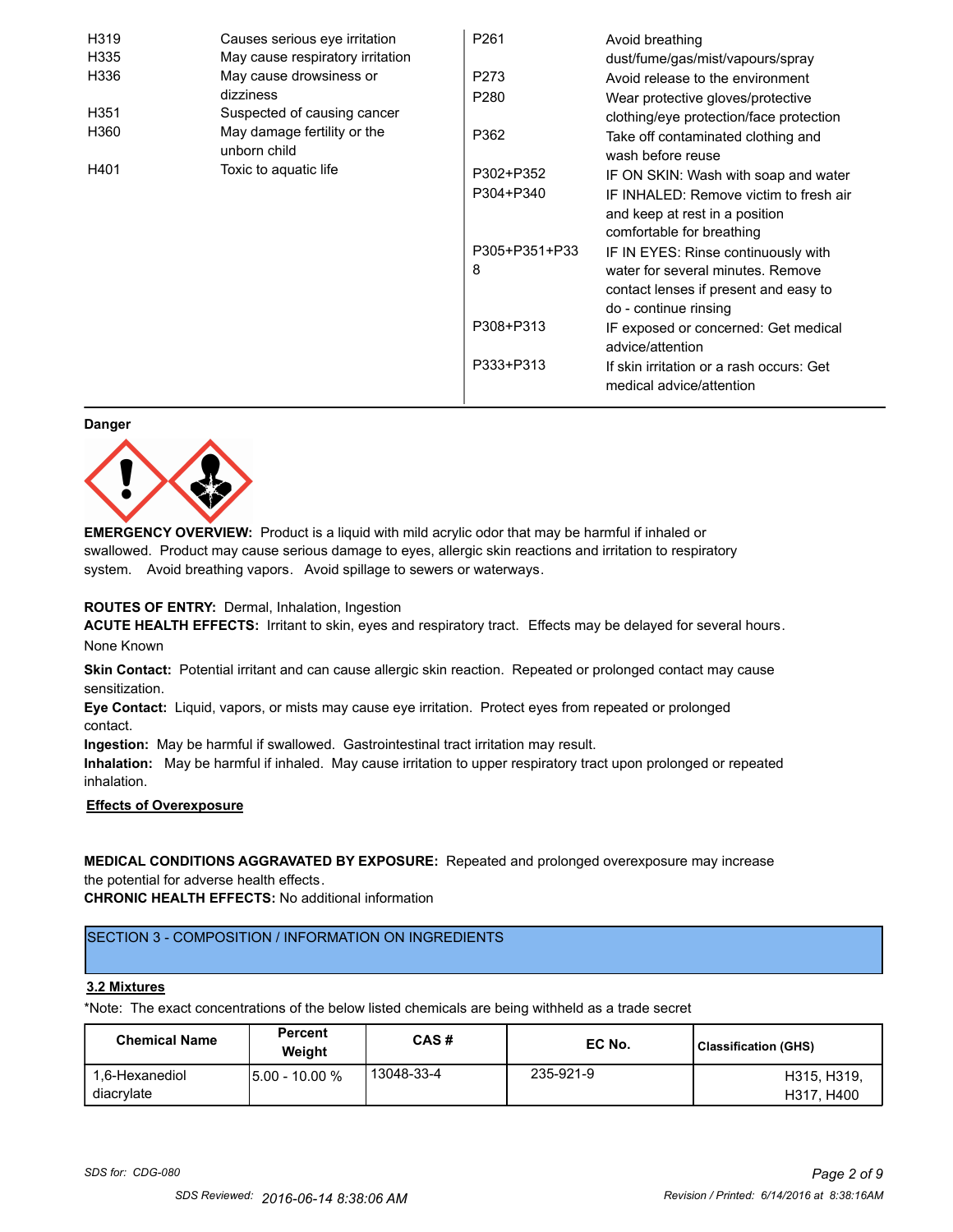| | |
|---|---|
| H319 | Causes serious eye irritation |
| H335 | May cause respiratory irritation |
| H336 | May cause drowsiness or dizziness |
| H351 | Suspected of causing cancer |
| H360 | May damage fertility or the unborn child |
| H401 | Toxic to aquatic life |

| | |
|---|---|
| P261 | Avoid breathing dust/fume/gas/mist/vapours/spray |
| P273 | Avoid release to the environment |
| P280 | Wear protective gloves/protective clothing/eye protection/face protection |
| P362 | Take off contaminated clothing and wash before reuse |
| P302+P352 | IF ON SKIN: Wash with soap and water |
| P304+P340 | IF INHALED: Remove victim to fresh air and keep at rest in a position comfortable for breathing |
| P305+P351+P338 | IF IN EYES: Rinse continuously with water for several minutes. Remove contact lenses if present and easy to do - continue rinsing |
| P308+P313 | IF exposed or concerned: Get medical advice/attention |
| P333+P313 | If skin irritation or a rash occurs: Get medical advice/attention |

**Danger**

**EMERGENCY OVERVIEW:** Product is a liquid with mild acrylic odor that may be harmful if inhaled or swallowed. Product may cause serious damage to eyes, allergic skin reactions and irritation to respiratory system. Avoid breathing vapors. Avoid spillage to sewers or waterways.

**ROUTES OF ENTRY:** Dermal, Inhalation, Ingestion

**ACUTE HEALTH EFFECTS:** Irritant to skin, eyes and respiratory tract. Effects may be delayed for several hours.

None Known

**Skin Contact:** Potential irritant and can cause allergic skin reaction. Repeated or prolonged contact may cause sensitization.

**Eye Contact:** Liquid, vapors, or mists may cause eye irritation. Protect eyes from repeated or prolonged contact.

**Ingestion:** May be harmful if swallowed. Gastrointestinal tract irritation may result.

**Inhalation:** May be harmful if inhaled. May cause irritation to upper respiratory tract upon prolonged or repeated inhalation.

**Effects of Overexposure**

**MEDICAL CONDITIONS AGGRAVATED BY EXPOSURE:** Repeated and prolonged overexposure may increase the potential for adverse health effects.

**CHRONIC HEALTH EFFECTS:** No additional information

## SECTION 3 - COMPOSITION / INFORMATION ON INGREDIENTS

**3.2 Mixtures**

*Note: The exact concentrations of the below listed chemicals are being withheld as a trade secret

| Chemical Name | Percent Weight | CAS # | EC No. | Classification (GHS) |
|---|---|---|---|---|
| 1,6-Hexanediol diacrylate | 5.00 - 10.00 % | 13048-33-4 | 235-921-9 | H315, H319, H317, H400 |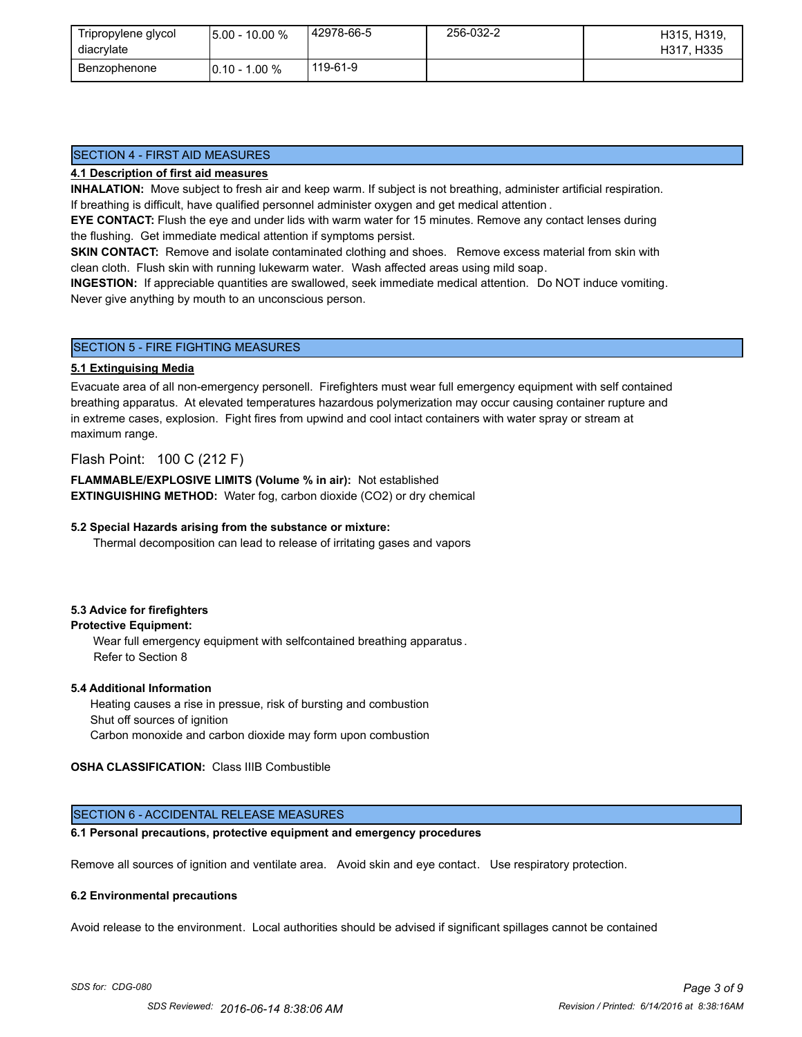| Tripropylene glycol diacrylate | 5.00 - 10.00 % | 42978-66-5 | 256-032-2 | H315, H319, H317, H335 |
|---|---|---|---|---|
| Benzophenone | 0.10 - 1.00 % | 119-61-9 | | |

## SECTION 4 - FIRST AID MEASURES

### 4.1 Description of first aid measures

**INHALATION:** Move subject to fresh air and keep warm. If subject is not breathing, administer artificial respiration. If breathing is difficult, have qualified personnel administer oxygen and get medical attention .

**EYE CONTACT:** Flush the eye and under lids with warm water for 15 minutes. Remove any contact lenses during the flushing. Get immediate medical attention if symptoms persist.

**SKIN CONTACT:** Remove and isolate contaminated clothing and shoes. Remove excess material from skin with clean cloth. Flush skin with running lukewarm water. Wash affected areas using mild soap.

**INGESTION:** If appreciable quantities are swallowed, seek immediate medical attention. Do NOT induce vomiting. Never give anything by mouth to an unconscious person.

## SECTION 5 - FIRE FIGHTING MEASURES

### 5.1 Extinguising Media

Evacuate area of all non-emergency personell. Firefighters must wear full emergency equipment with self contained breathing apparatus. At elevated temperatures hazardous polymerization may occur causing container rupture and in extreme cases, explosion. Fight fires from upwind and cool intact containers with water spray or stream at maximum range.

Flash Point: 100 C (212 F)

**FLAMMABLE/EXPLOSIVE LIMITS (Volume % in air):** Not established

**EXTINGUISHING METHOD:** Water fog, carbon dioxide ($CO_2$) or dry chemical

### 5.2 Special Hazards arising from the substance or mixture:

Thermal decomposition can lead to release of irritating gases and vapors

### 5.3 Advice for firefighters

**Protective Equipment:**

Wear full emergency equipment with selfcontained breathing apparatus .
Refer to Section 8

### 5.4 Additional Information

Heating causes a rise in pressue, risk of bursting and combustion
Shut off sources of ignition
Carbon monoxide and carbon dioxide may form upon combustion

**OSHA CLASSIFICATION:** Class IIIB Combustible

## SECTION 6 - ACCIDENTAL RELEASE MEASURES

### 6.1 Personal precautions, protective equipment and emergency procedures

Remove all sources of ignition and ventilate area. Avoid skin and eye contact. Use respiratory protection.

### 6.2 Environmental precautions

Avoid release to the environment. Local authorities should be advised if significant spillages cannot be contained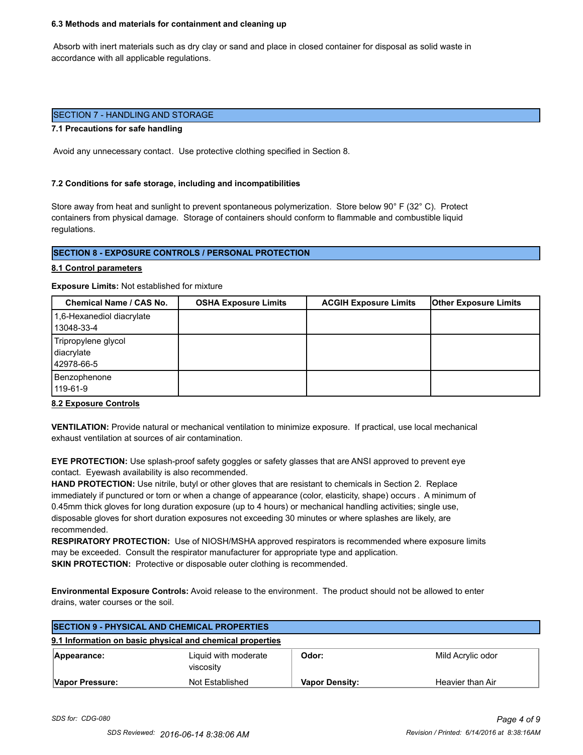**6.3 Methods and materials for containment and cleaning up**

Absorb with inert materials such as dry clay or sand and place in closed container for disposal as solid waste in accordance with all applicable regulations.

## SECTION 7 - HANDLING AND STORAGE

**7.1 Precautions for safe handling**

Avoid any unnecessary contact. Use protective clothing specified in Section 8.

**7.2 Conditions for safe storage, including and incompatibilities**

Store away from heat and sunlight to prevent spontaneous polymerization. Store below 90° F (32° C). Protect containers from physical damage. Storage of containers should conform to flammable and combustible liquid regulations.

## SECTION 8 - EXPOSURE CONTROLS / PERSONAL PROTECTION

**8.1 Control parameters**

**Exposure Limits:** Not established for mixture

| Chemical Name / CAS No. | OSHA Exposure Limits | ACGIH Exposure Limits | Other Exposure Limits |
|---|---|---|---|
| 1,6-Hexanediol diacrylate 13048-33-4 | | | |
| Tripropylene glycol diacrylate 42978-66-5 | | | |
| Benzophenone 119-61-9 | | | |

**8.2 Exposure Controls**

**VENTILATION:** Provide natural or mechanical ventilation to minimize exposure. If practical, use local mechanical exhaust ventilation at sources of air contamination.

**EYE PROTECTION:** Use splash-proof safety goggles or safety glasses that are ANSI approved to prevent eye contact. Eyewash availability is also recommended.

**HAND PROTECTION:** Use nitrile, butyl or other gloves that are resistant to chemicals in Section 2. Replace immediately if punctured or torn or when a change of appearance (color, elasticity, shape) occurs . A minimum of 0.45mm thick gloves for long duration exposure (up to 4 hours) or mechanical handling activities; single use, disposable gloves for short duration exposures not exceeding 30 minutes or where splashes are likely, are recommended.

**RESPIRATORY PROTECTION:** Use of NIOSH/MSHA approved respirators is recommended where exposure limits may be exceeded. Consult the respirator manufacturer for appropriate type and application.

**SKIN PROTECTION:** Protective or disposable outer clothing is recommended.

**Environmental Exposure Controls:** Avoid release to the environment. The product should not be allowed to enter drains, water courses or the soil.

## SECTION 9 - PHYSICAL AND CHEMICAL PROPERTIES

**9.1 Information on basic physical and chemical properties**

| | | | |
|---|---|---|---|
| **Appearance:** | Liquid with moderate viscosity | **Odor:** | Mild Acrylic odor |
| **Vapor Pressure:** | Not Established | **Vapor Density:** | Heavier than Air |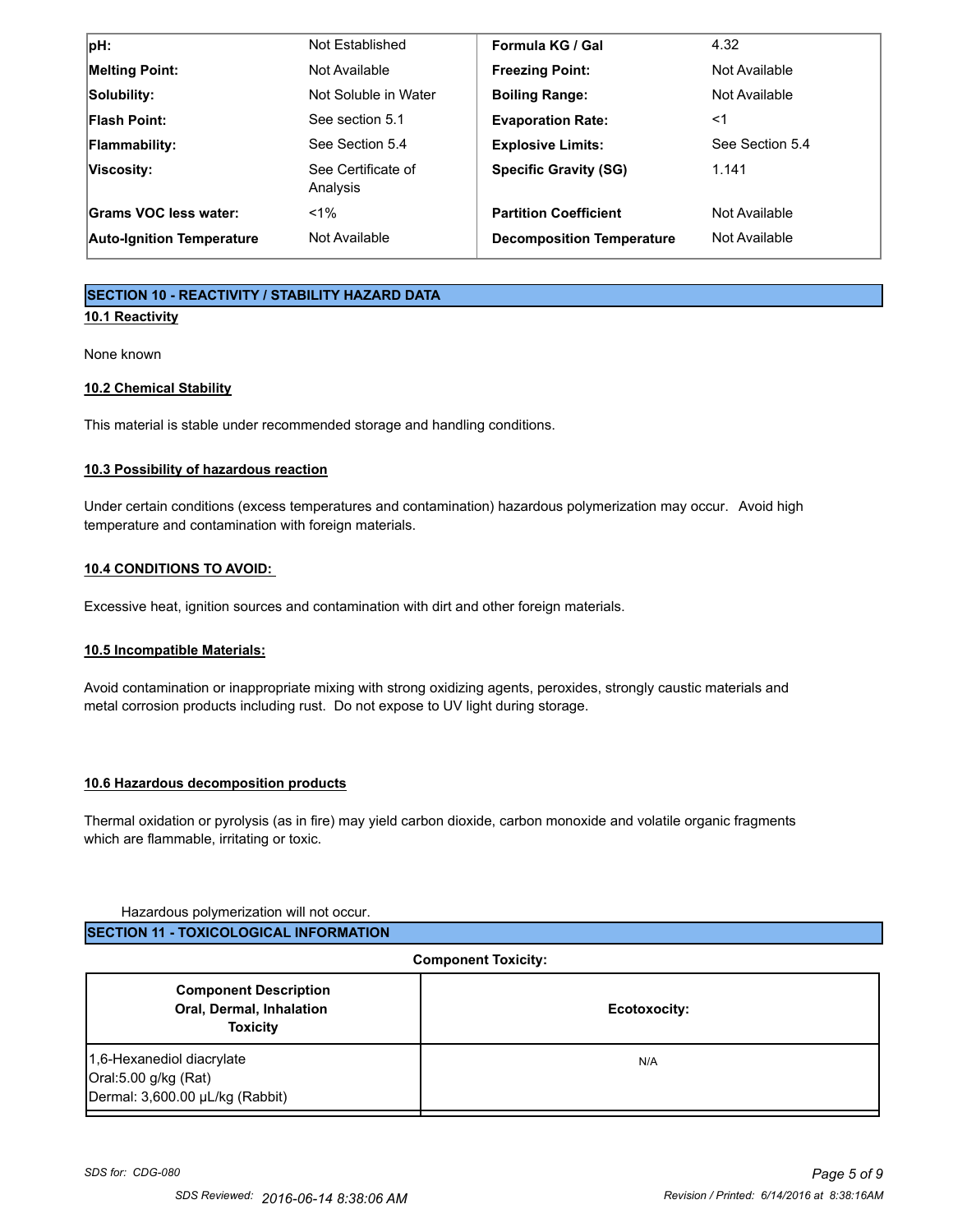| | | | |
|---|---|---|---|
| **pH:** | Not Established | **Formula KG / Gal** | 4.32 |
| **Melting Point:** | Not Available | **Freezing Point:** | Not Available |
| **Solubility:** | Not Soluble in Water | **Boiling Range:** | Not Available |
| **Flash Point:** | See section 5.1 | **Evaporation Rate:** | <1 |
| **Flammability:** | See Section 5.4 | **Explosive Limits:** | See Section 5.4 |
| **Viscosity:** | See Certificate of Analysis | **Specific Gravity (SG)** | 1.141 |
| **Grams VOC less water:** | <1% | **Partition Coefficient** | Not Available |
| **Auto-Ignition Temperature** | Not Available | **Decomposition Temperature** | Not Available |

## SECTION 10 - REACTIVITY / STABILITY HAZARD DATA

### 10.1 Reactivity

None known

### 10.2 Chemical Stability

This material is stable under recommended storage and handling conditions.

### 10.3 Possibility of hazardous reaction

Under certain conditions (excess temperatures and contamination) hazardous polymerization may occur. Avoid high temperature and contamination with foreign materials.

### 10.4 CONDITIONS TO AVOID:

Excessive heat, ignition sources and contamination with dirt and other foreign materials.

### 10.5 Incompatible Materials:

Avoid contamination or inappropriate mixing with strong oxidizing agents, peroxides, strongly caustic materials and metal corrosion products including rust. Do not expose to UV light during storage.

### 10.6 Hazardous decomposition products

Thermal oxidation or pyrolysis (as in fire) may yield carbon dioxide, carbon monoxide and volatile organic fragments which are flammable, irritating or toxic.

Hazardous polymerization will not occur.

## SECTION 11 - TOXICOLOGICAL INFORMATION

**Component Toxicity:**

| Component Description Oral, Dermal, Inhalation Toxicity | Ecotoxocity: |
|---|---|
| 1,6-Hexanediol diacrylate<br>Oral:5.00 g/kg (Rat)<br>Dermal: 3,600.00 µL/kg (Rabbit) | N/A |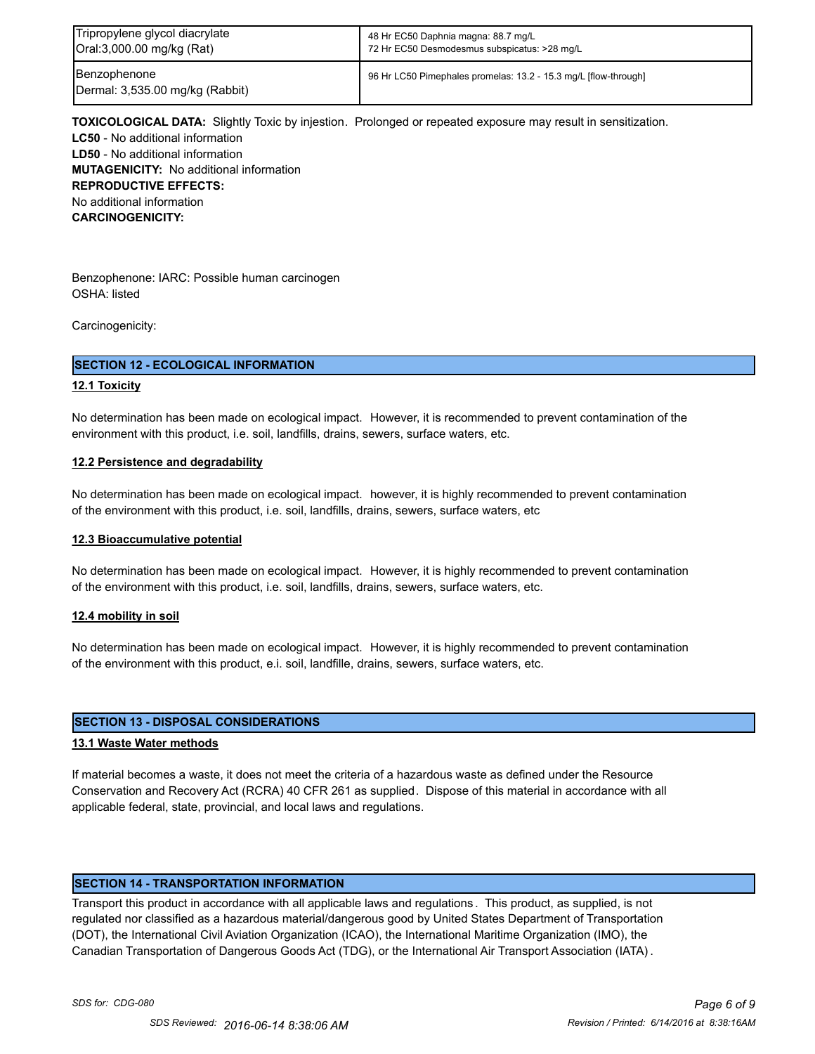| Tripropylene glycol diacrylate<br>Oral:3,000.00 mg/kg (Rat) | 48 Hr EC50 Daphnia magna: 88.7 mg/L<br>72 Hr EC50 Desmodesmus subspicatus: >28 mg/L |
|---|---|
| Benzophenone<br>Dermal: 3,535.00 mg/kg (Rabbit) | 96 Hr LC50 Pimephales promelas: 13.2 - 15.3 mg/L [flow-through] |

**TOXICOLOGICAL DATA:** Slightly Toxic by injestion. Prolonged or repeated exposure may result in sensitization.
**LC50** - No additional information
**LD50** - No additional information
**MUTAGENICITY:** No additional information
**REPRODUCTIVE EFFECTS:**
No additional information
**CARCINOGENICITY:**

Benzophenone: IARC: Possible human carcinogen
OSHA: listed

Carcinogenicity:

## SECTION 12 - ECOLOGICAL INFORMATION

**12.1 Toxicity**

No determination has been made on ecological impact. However, it is recommended to prevent contamination of the environment with this product, i.e. soil, landfills, drains, sewers, surface waters, etc.

**12.2 Persistence and degradability**

No determination has been made on ecological impact. however, it is highly recommended to prevent contamination of the environment with this product, i.e. soil, landfills, drains, sewers, surface waters, etc

**12.3 Bioaccumulative potential**

No determination has been made on ecological impact. However, it is highly recommended to prevent contamination of the environment with this product, i.e. soil, landfills, drains, sewers, surface waters, etc.

**12.4 mobility in soil**

No determination has been made on ecological impact. However, it is highly recommended to prevent contamination of the environment with this product, e.i. soil, landfille, drains, sewers, surface waters, etc.

## SECTION 13 - DISPOSAL CONSIDERATIONS

**13.1 Waste Water methods**

If material becomes a waste, it does not meet the criteria of a hazardous waste as defined under the Resource Conservation and Recovery Act (RCRA) 40 CFR 261 as supplied. Dispose of this material in accordance with all applicable federal, state, provincial, and local laws and regulations.

## SECTION 14 - TRANSPORTATION INFORMATION

Transport this product in accordance with all applicable laws and regulations. This product, as supplied, is not regulated nor classified as a hazardous material/dangerous good by United States Department of Transportation (DOT), the International Civil Aviation Organization (ICAO), the International Maritime Organization (IMO), the Canadian Transportation of Dangerous Goods Act (TDG), or the International Air Transport Association (IATA).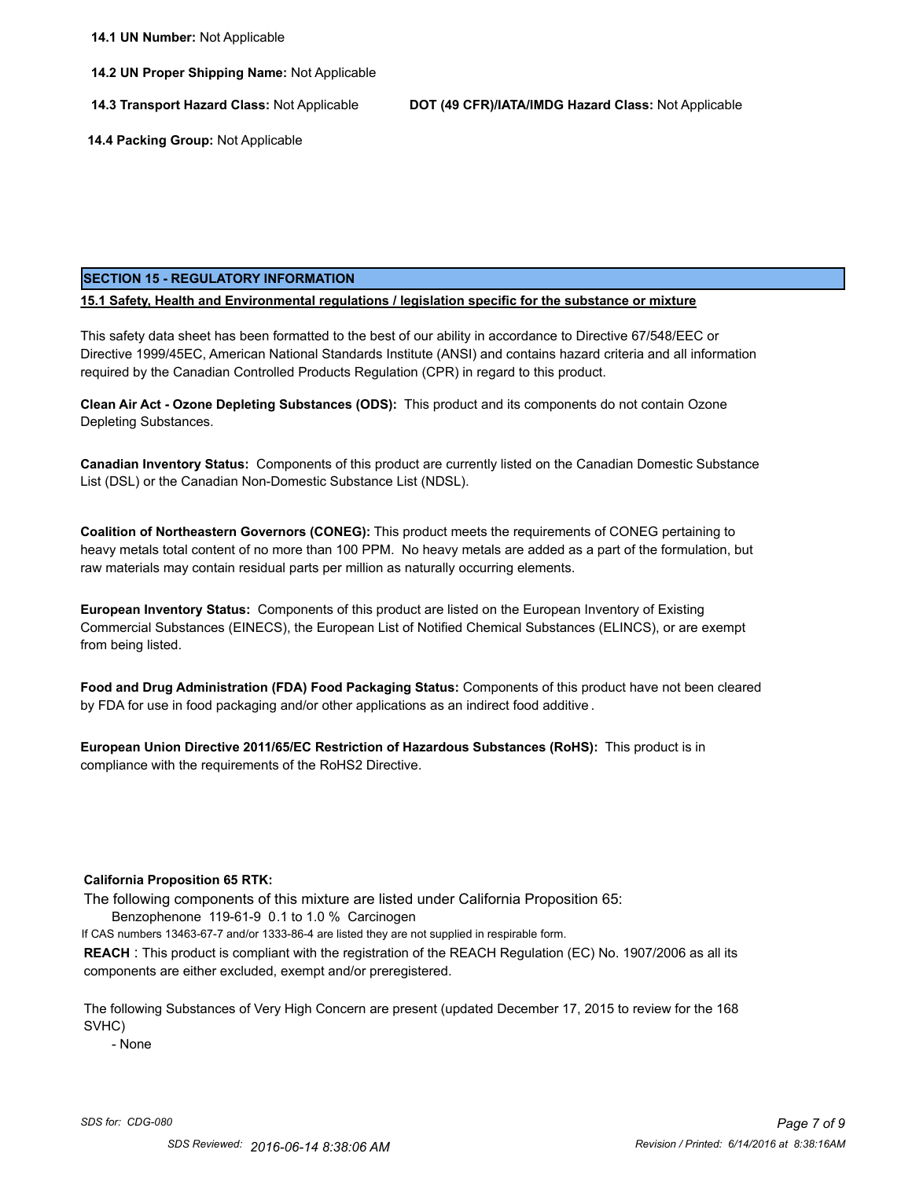**14.1 UN Number:** Not Applicable

**14.2 UN Proper Shipping Name:** Not Applicable

**14.3 Transport Hazard Class:** Not Applicable **DOT (49 CFR)/IATA/IMDG Hazard Class:** Not Applicable

**14.4 Packing Group:** Not Applicable

## SECTION 15 - REGULATORY INFORMATION

**15.1 Safety, Health and Environmental regulations / legislation specific for the substance or mixture**

This safety data sheet has been formatted to the best of our ability in accordance to Directive 67/548/EEC or Directive 1999/45EC, American National Standards Institute (ANSI) and contains hazard criteria and all information required by the Canadian Controlled Products Regulation (CPR) in regard to this product.

**Clean Air Act - Ozone Depleting Substances (ODS):** This product and its components do not contain Ozone Depleting Substances.

**Canadian Inventory Status:** Components of this product are currently listed on the Canadian Domestic Substance List (DSL) or the Canadian Non-Domestic Substance List (NDSL).

**Coalition of Northeastern Governors (CONEG):** This product meets the requirements of CONEG pertaining to heavy metals total content of no more than 100 PPM. No heavy metals are added as a part of the formulation, but raw materials may contain residual parts per million as naturally occurring elements.

**European Inventory Status:** Components of this product are listed on the European Inventory of Existing Commercial Substances (EINECS), the European List of Notified Chemical Substances (ELINCS), or are exempt from being listed.

**Food and Drug Administration (FDA) Food Packaging Status:** Components of this product have not been cleared by FDA for use in food packaging and/or other applications as an indirect food additive.

**European Union Directive 2011/65/EC Restriction of Hazardous Substances (RoHS):** This product is in compliance with the requirements of the RoHS2 Directive.

**California Proposition 65 RTK:**

The following components of this mixture are listed under California Proposition 65:

Benzophenone 119-61-9 0.1 to 1.0 % Carcinogen

If CAS numbers 13463-67-7 and/or 1333-86-4 are listed they are not supplied in respirable form.

**REACH** : This product is compliant with the registration of the REACH Regulation (EC) No. 1907/2006 as all its components are either excluded, exempt and/or preregistered.

The following Substances of Very High Concern are present (updated December 17, 2015 to review for the 168 SVHC)

- None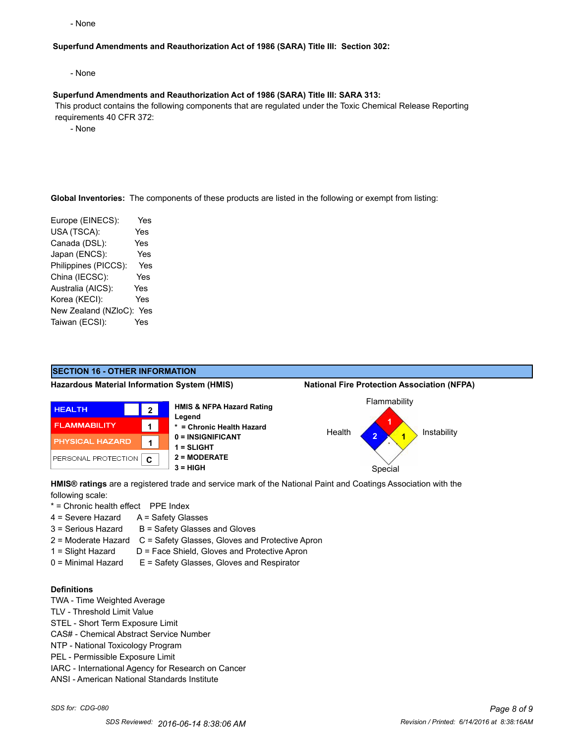- None

**Superfund Amendments and Reauthorization Act of 1986 (SARA) Title III: Section 302:**

- None

**Superfund Amendments and Reauthorization Act of 1986 (SARA) Title III: SARA 313:**

This product contains the following components that are regulated under the Toxic Chemical Release Reporting requirements 40 CFR 372:

- None

**Global Inventories:** The components of these products are listed in the following or exempt from listing:

| | |
|---|---|
| Europe (EINECS): | Yes |
| USA (TSCA): | Yes |
| Canada (DSL): | Yes |
| Japan (ENCS): | Yes |
| Philippines (PICCS): | Yes |
| China (IECSC): | Yes |
| Australia (AICS): | Yes |
| Korea (KECI): | Yes |
| New Zealand (NZloC): | Yes |
| Taiwan (ECSI): | Yes |

## SECTION 16 - OTHER INFORMATION

**Hazardous Material Information System (HMIS)**

| | |
|---|---|
| HEALTH | 2 |
| FLAMMABILITY | 1 |
| PHYSICAL HAZARD | 1 |
| PERSONAL PROTECTION | C |

**HMIS & NFPA Hazard Rating Legend**
- **\* = Chronic Health Hazard**
- **0 = INSIGNIFICANT**
- **1 = SLIGHT**
- **2 = MODERATE**
- **3 = HIGH**

**National Fire Protection Association (NFPA)**

| Flammability | Health | Instability | Special |
|---|---|---|---|
| 1 | 2 | 1 | |

**HMIS® ratings** are a registered trade and service mark of the National Paint and Coatings Association with the following scale:

| | PPE Index |
|---|---|
| * = Chronic health effect | |
| 4 = Severe Hazard | A = Safety Glasses |
| 3 = Serious Hazard | B = Safety Glasses and Gloves |
| 2 = Moderate Hazard | C = Safety Glasses, Gloves and Protective Apron |
| 1 = Slight Hazard | D = Face Shield, Gloves and Protective Apron |
| 0 = Minimal Hazard | E = Safety Glasses, Gloves and Respirator |

**Definitions**

TWA - Time Weighted Average
TLV - Threshold Limit Value
STEL - Short Term Exposure Limit
CAS# - Chemical Abstract Service Number
NTP - National Toxicology Program
PEL - Permissible Exposure Limit
IARC - International Agency for Research on Cancer
ANSI - American National Standards Institute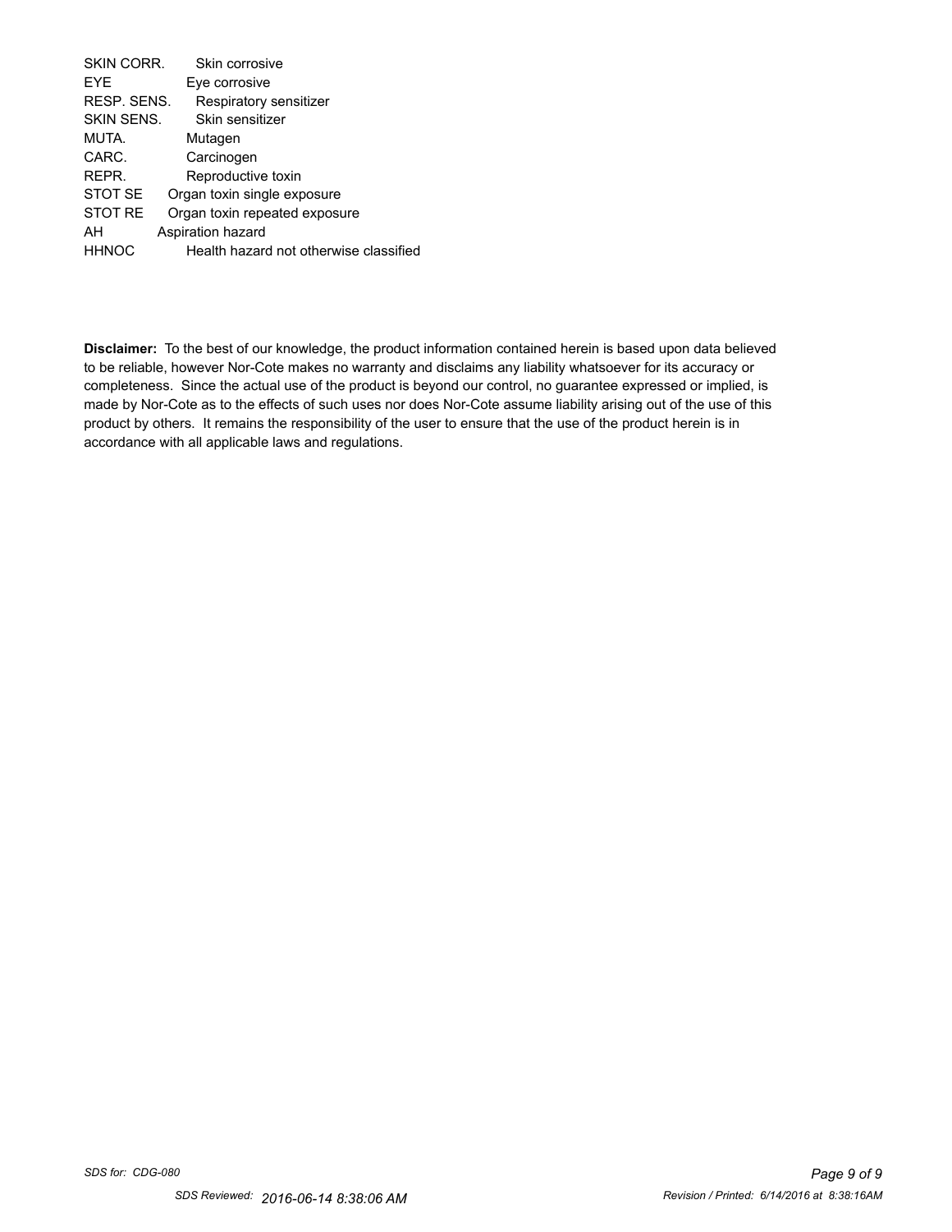| | |
|---|---|
| SKIN CORR. | Skin corrosive |
| EYE | Eye corrosive |
| RESP. SENS. | Respiratory sensitizer |
| SKIN SENS. | Skin sensitizer |
| MUTA. | Mutagen |
| CARC. | Carcinogen |
| REPR. | Reproductive toxin |
| STOT SE | Organ toxin single exposure |
| STOT RE | Organ toxin repeated exposure |
| AH | Aspiration hazard |
| HHNOC | Health hazard not otherwise classified |

**Disclaimer:** To the best of our knowledge, the product information contained herein is based upon data believed to be reliable, however Nor-Cote makes no warranty and disclaims any liability whatsoever for its accuracy or completeness. Since the actual use of the product is beyond our control, no guarantee expressed or implied, is made by Nor-Cote as to the effects of such uses nor does Nor-Cote assume liability arising out of the use of this product by others. It remains the responsibility of the user to ensure that the use of the product herein is in accordance with all applicable laws and regulations.